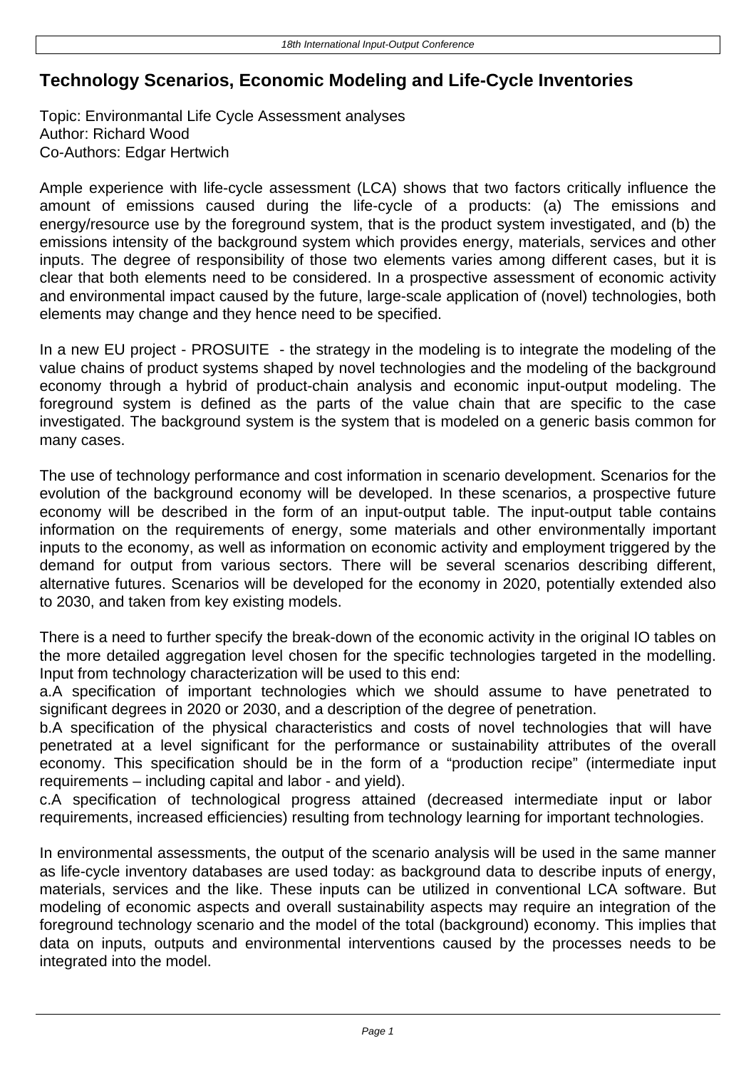# Technology Scenarios, Economic Modeling and Life-Cycle Inventories

Topic: Environmantal Life Cycle Assessment analyses
Author: Richard Wood
Co-Authors: Edgar Hertwich

Ample experience with life-cycle assessment (LCA) shows that two factors critically influence the amount of emissions caused during the life-cycle of a products: (a) The emissions and energy/resource use by the foreground system, that is the product system investigated, and (b) the emissions intensity of the background system which provides energy, materials, services and other inputs. The degree of responsibility of those two elements varies among different cases, but it is clear that both elements need to be considered. In a prospective assessment of economic activity and environmental impact caused by the future, large-scale application of (novel) technologies, both elements may change and they hence need to be specified.

In a new EU project - PROSUITE - the strategy in the modeling is to integrate the modeling of the value chains of product systems shaped by novel technologies and the modeling of the background economy through a hybrid of product-chain analysis and economic input-output modeling. The foreground system is defined as the parts of the value chain that are specific to the case investigated. The background system is the system that is modeled on a generic basis common for many cases.

The use of technology performance and cost information in scenario development. Scenarios for the evolution of the background economy will be developed. In these scenarios, a prospective future economy will be described in the form of an input-output table. The input-output table contains information on the requirements of energy, some materials and other environmentally important inputs to the economy, as well as information on economic activity and employment triggered by the demand for output from various sectors. There will be several scenarios describing different, alternative futures. Scenarios will be developed for the economy in 2020, potentially extended also to 2030, and taken from key existing models.

There is a need to further specify the break-down of the economic activity in the original IO tables on the more detailed aggregation level chosen for the specific technologies targeted in the modelling. Input from technology characterization will be used to this end:

a. A specification of important technologies which we should assume to have penetrated to significant degrees in 2020 or 2030, and a description of the degree of penetration.

b. A specification of the physical characteristics and costs of novel technologies that will have penetrated at a level significant for the performance or sustainability attributes of the overall economy. This specification should be in the form of a "production recipe" (intermediate input requirements – including capital and labor - and yield).

c. A specification of technological progress attained (decreased intermediate input or labor requirements, increased efficiencies) resulting from technology learning for important technologies.

In environmental assessments, the output of the scenario analysis will be used in the same manner as life-cycle inventory databases are used today: as background data to describe inputs of energy, materials, services and the like. These inputs can be utilized in conventional LCA software. But modeling of economic aspects and overall sustainability aspects may require an integration of the foreground technology scenario and the model of the total (background) economy. This implies that data on inputs, outputs and environmental interventions caused by the processes needs to be integrated into the model.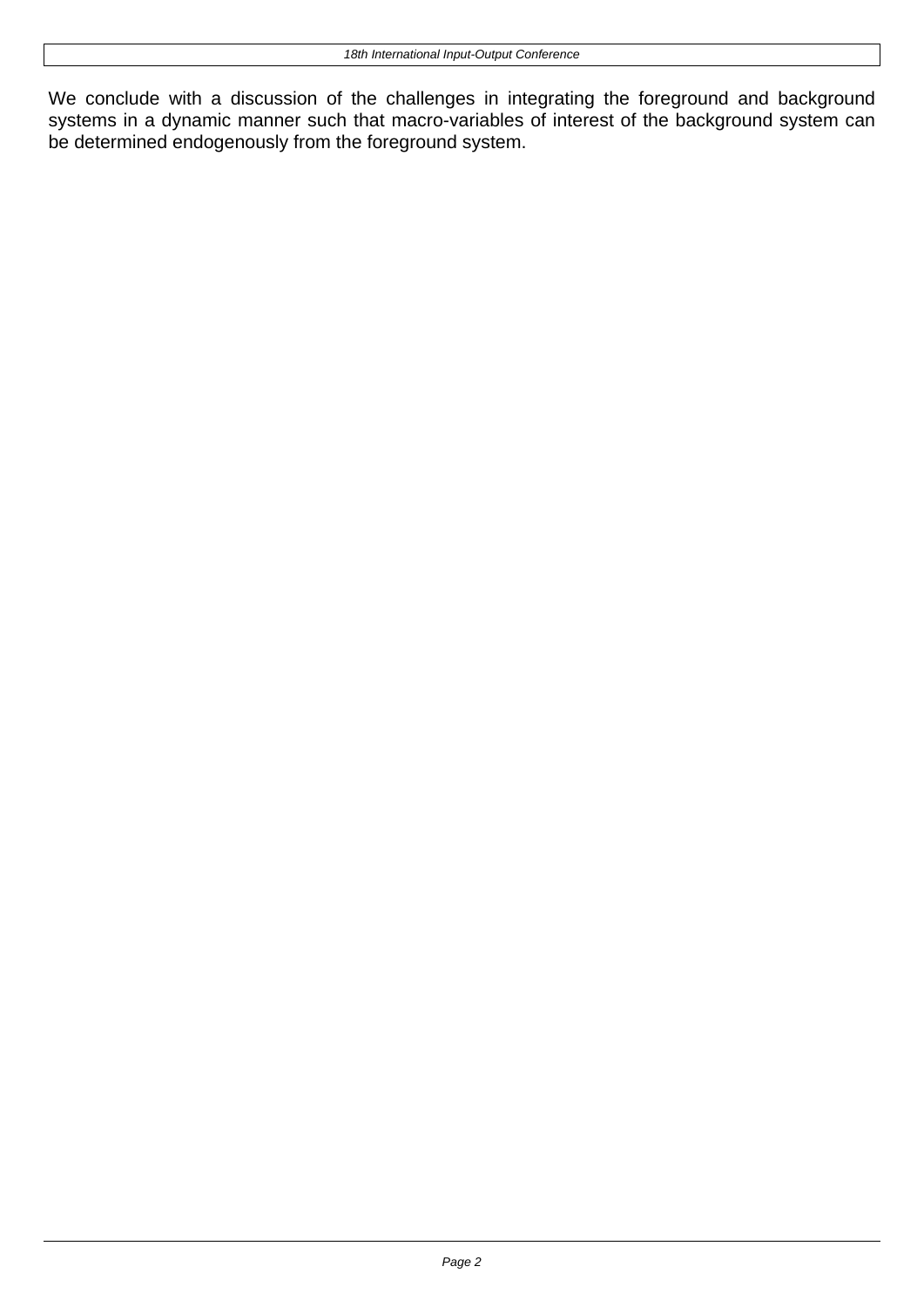We conclude with a discussion of the challenges in integrating the foreground and background systems in a dynamic manner such that macro-variables of interest of the background system can be determined endogenously from the foreground system.